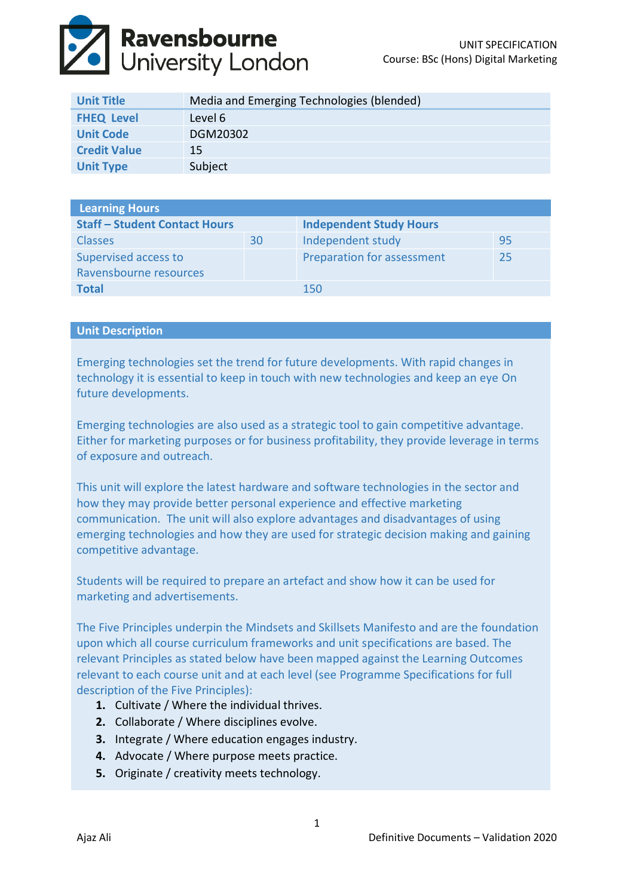Ravensbourne University London

UNIT SPECIFICATION
Course: BSc (Hons) Digital Marketing

| Unit Title | Media and Emerging Technologies (blended) |
|---|---|
| FHEQ Level | Level 6 |
| Unit Code | DGM20302 |
| Credit Value | 15 |
| Unit Type | Subject |

| Learning Hours | | | |
|---|---|---|---|
| **Staff – Student Contact Hours** | | **Independent Study Hours** | |
| Classes | 30 | Independent study | 95 |
| Supervised access to Ravensbourne resources | | Preparation for assessment | 25 |
| **Total** | | 150 | |

## Unit Description

Emerging technologies set the trend for future developments. With rapid changes in technology it is essential to keep in touch with new technologies and keep an eye On future developments.

Emerging technologies are also used as a strategic tool to gain competitive advantage. Either for marketing purposes or for business profitability, they provide leverage in terms of exposure and outreach.

This unit will explore the latest hardware and software technologies in the sector and how they may provide better personal experience and effective marketing communication. The unit will also explore advantages and disadvantages of using emerging technologies and how they are used for strategic decision making and gaining competitive advantage.

Students will be required to prepare an artefact and show how it can be used for marketing and advertisements.

The Five Principles underpin the Mindsets and Skillsets Manifesto and are the foundation upon which all course curriculum frameworks and unit specifications are based. The relevant Principles as stated below have been mapped against the Learning Outcomes relevant to each course unit and at each level (see Programme Specifications for full description of the Five Principles):

1. Cultivate / Where the individual thrives.
2. Collaborate / Where disciplines evolve.
3. Integrate / Where education engages industry.
4. Advocate / Where purpose meets practice.
5. Originate / creativity meets technology.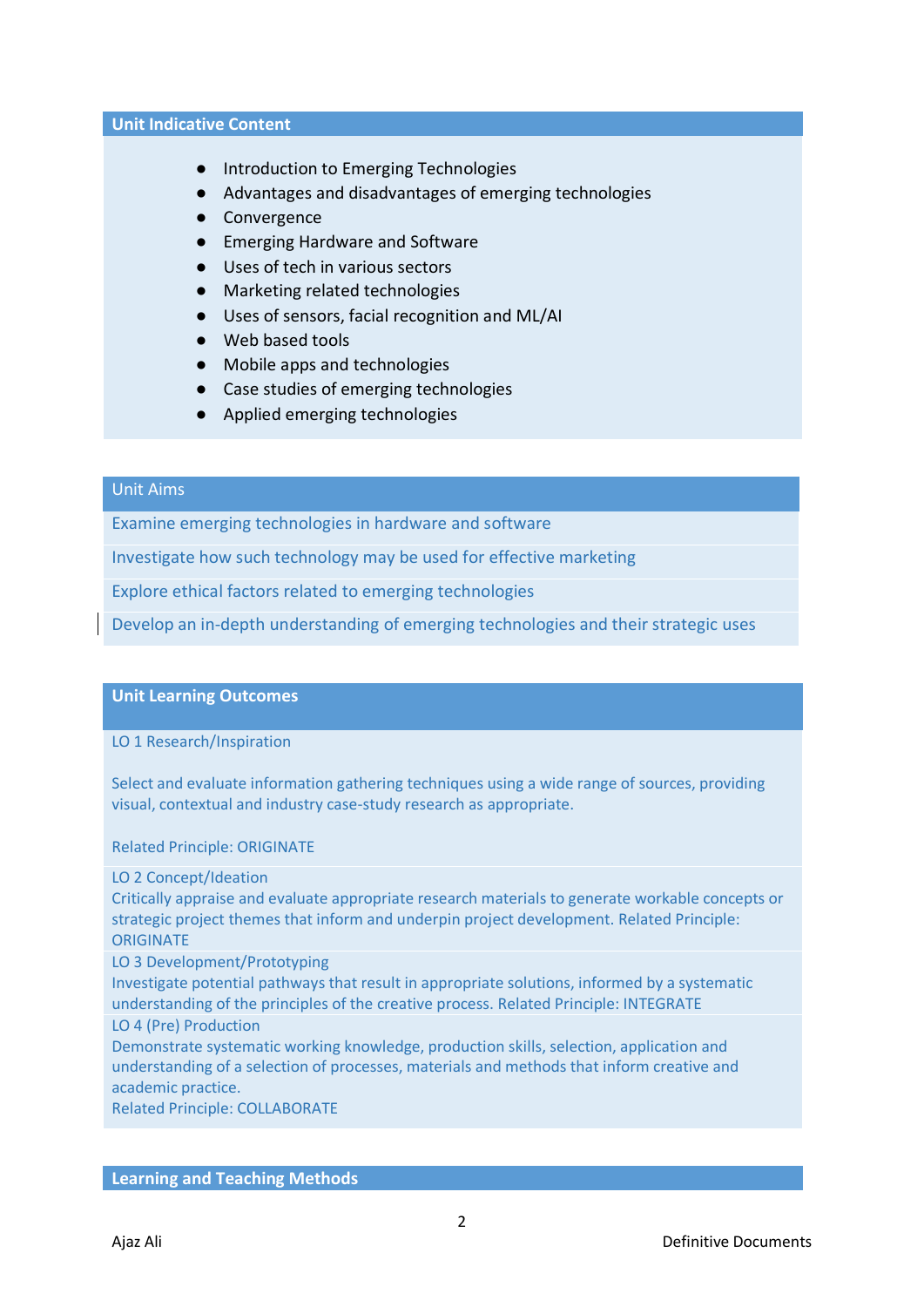## Unit Indicative Content

- Introduction to Emerging Technologies
- Advantages and disadvantages of emerging technologies
- Convergence
- Emerging Hardware and Software
- Uses of tech in various sectors
- Marketing related technologies
- Uses of sensors, facial recognition and ML/AI
- Web based tools
- Mobile apps and technologies
- Case studies of emerging technologies
- Applied emerging technologies

## Unit Aims

Examine emerging technologies in hardware and software

Investigate how such technology may be used for effective marketing

Explore ethical factors related to emerging technologies

Develop an in-depth understanding of emerging technologies and their strategic uses

## Unit Learning Outcomes

LO 1 Research/Inspiration

Select and evaluate information gathering techniques using a wide range of sources, providing visual, contextual and industry case-study research as appropriate.

Related Principle: ORIGINATE

LO 2 Concept/Ideation
Critically appraise and evaluate appropriate research materials to generate workable concepts or strategic project themes that inform and underpin project development. Related Principle: ORIGINATE

LO 3 Development/Prototyping
Investigate potential pathways that result in appropriate solutions, informed by a systematic understanding of the principles of the creative process. Related Principle: INTEGRATE

LO 4 (Pre) Production
Demonstrate systematic working knowledge, production skills, selection, application and understanding of a selection of processes, materials and methods that inform creative and academic practice.
Related Principle: COLLABORATE

## Learning and Teaching Methods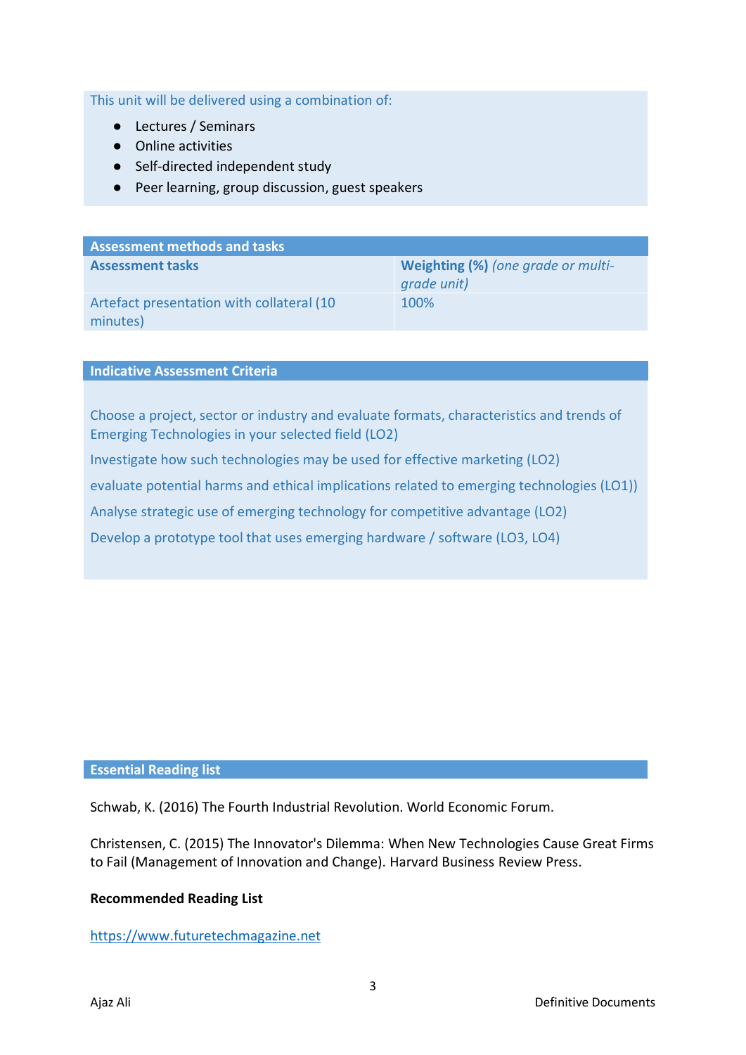This unit will be delivered using a combination of:

- Lectures / Seminars
- Online activities
- Self-directed independent study
- Peer learning, group discussion, guest speakers

| Assessment methods and tasks | |
|---|---|
| **Assessment tasks** | **Weighting (%)** *(one grade or multi-grade unit)* |
| Artefact presentation with collateral (10 minutes) | 100% |

## Indicative Assessment Criteria

Choose a project, sector or industry and evaluate formats, characteristics and trends of Emerging Technologies in your selected field (LO2)

Investigate how such technologies may be used for effective marketing (LO2)

evaluate potential harms and ethical implications related to emerging technologies (LO1))

Analyse strategic use of emerging technology for competitive advantage (LO2)

Develop a prototype tool that uses emerging hardware / software (LO3, LO4)

## Essential Reading list

Schwab, K. (2016) The Fourth Industrial Revolution. World Economic Forum.

Christensen, C. (2015) The Innovator's Dilemma: When New Technologies Cause Great Firms to Fail (Management of Innovation and Change). Harvard Business Review Press.

**Recommended Reading List**

https://www.futuretechmagazine.net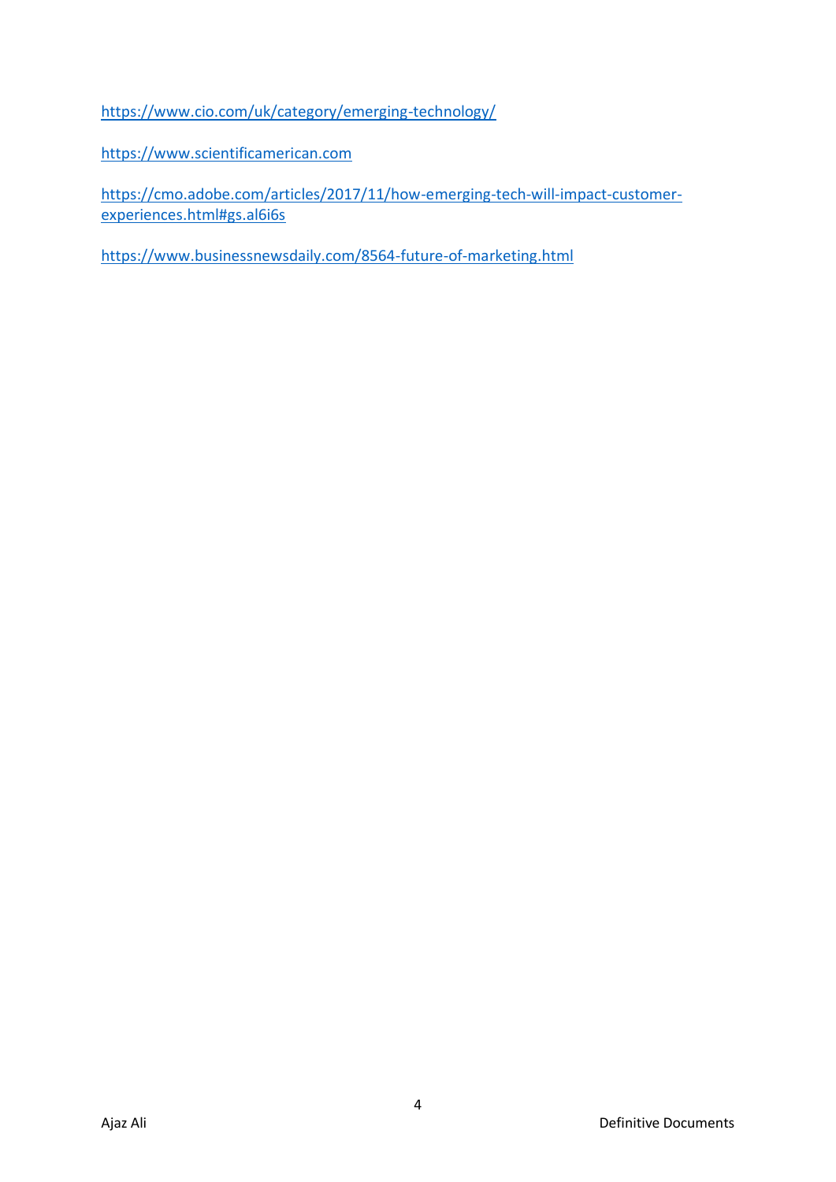https://www.cio.com/uk/category/emerging-technology/

https://www.scientificamerican.com

https://cmo.adobe.com/articles/2017/11/how-emerging-tech-will-impact-customer-experiences.html#gs.al6i6s

https://www.businessnewsdaily.com/8564-future-of-marketing.html